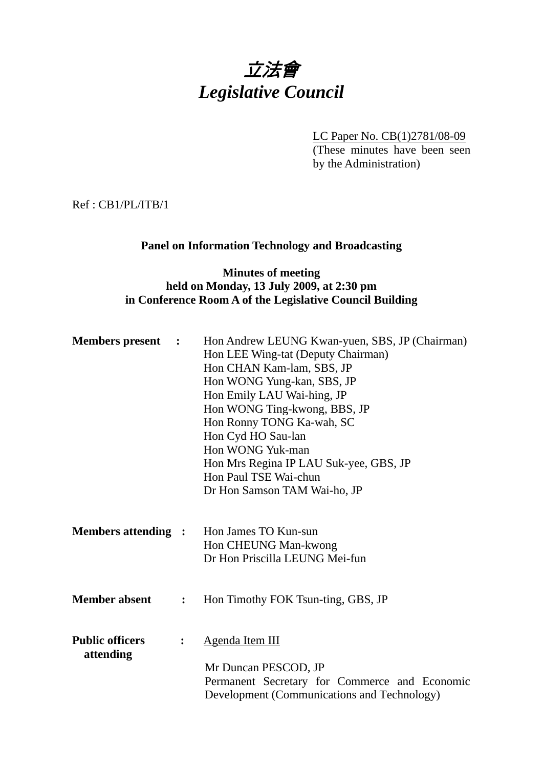# *立法會*
# *Legislative Council*

LC Paper No. CB(1)2781/08-09
(These minutes have been seen by the Administration)

Ref : CB1/PL/ITB/1

**Panel on Information Technology and Broadcasting**

**Minutes of meeting**
**held on Monday, 13 July 2009, at 2:30 pm**
**in Conference Room A of the Legislative Council Building**

**Members present :**
Hon Andrew LEUNG Kwan-yuen, SBS, JP (Chairman)
Hon LEE Wing-tat (Deputy Chairman)
Hon CHAN Kam-lam, SBS, JP
Hon WONG Yung-kan, SBS, JP
Hon Emily LAU Wai-hing, JP
Hon WONG Ting-kwong, BBS, JP
Hon Ronny TONG Ka-wah, SC
Hon Cyd HO Sau-lan
Hon WONG Yuk-man
Hon Mrs Regina IP LAU Suk-yee, GBS, JP
Hon Paul TSE Wai-chun
Dr Hon Samson TAM Wai-ho, JP

**Members attending :**
Hon James TO Kun-sun
Hon CHEUNG Man-kwong
Dr Hon Priscilla LEUNG Mei-fun

**Member absent :**
Hon Timothy FOK Tsun-ting, GBS, JP

**Public officers attending :**
Agenda Item III

Mr Duncan PESCOD, JP
Permanent Secretary for Commerce and Economic Development (Communications and Technology)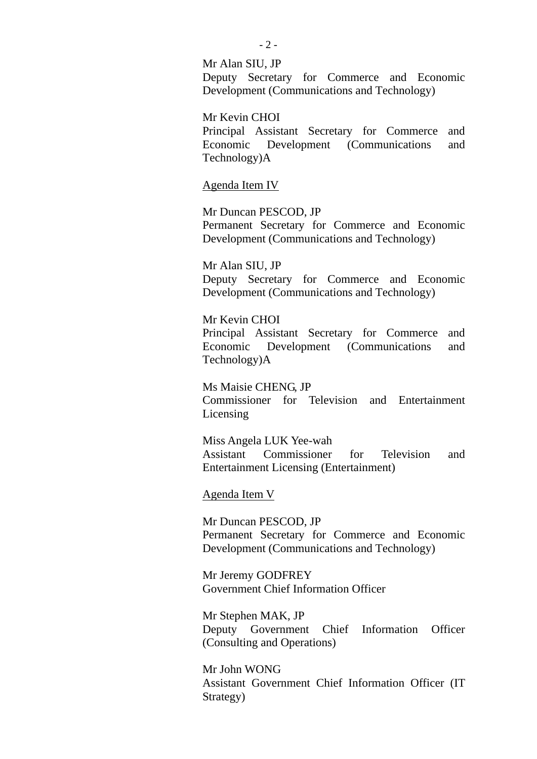Mr Alan SIU, JP
Deputy Secretary for Commerce and Economic Development (Communications and Technology)

Mr Kevin CHOI
Principal Assistant Secretary for Commerce and Economic Development (Communications and Technology)A

<u>Agenda Item IV</u>

Mr Duncan PESCOD, JP
Permanent Secretary for Commerce and Economic Development (Communications and Technology)

Mr Alan SIU, JP
Deputy Secretary for Commerce and Economic Development (Communications and Technology)

Mr Kevin CHOI
Principal Assistant Secretary for Commerce and Economic Development (Communications and Technology)A

Ms Maisie CHENG, JP
Commissioner for Television and Entertainment Licensing

Miss Angela LUK Yee-wah
Assistant Commissioner for Television and Entertainment Licensing (Entertainment)

<u>Agenda Item V</u>

Mr Duncan PESCOD, JP
Permanent Secretary for Commerce and Economic Development (Communications and Technology)

Mr Jeremy GODFREY
Government Chief Information Officer

Mr Stephen MAK, JP
Deputy Government Chief Information Officer (Consulting and Operations)

Mr John WONG
Assistant Government Chief Information Officer (IT Strategy)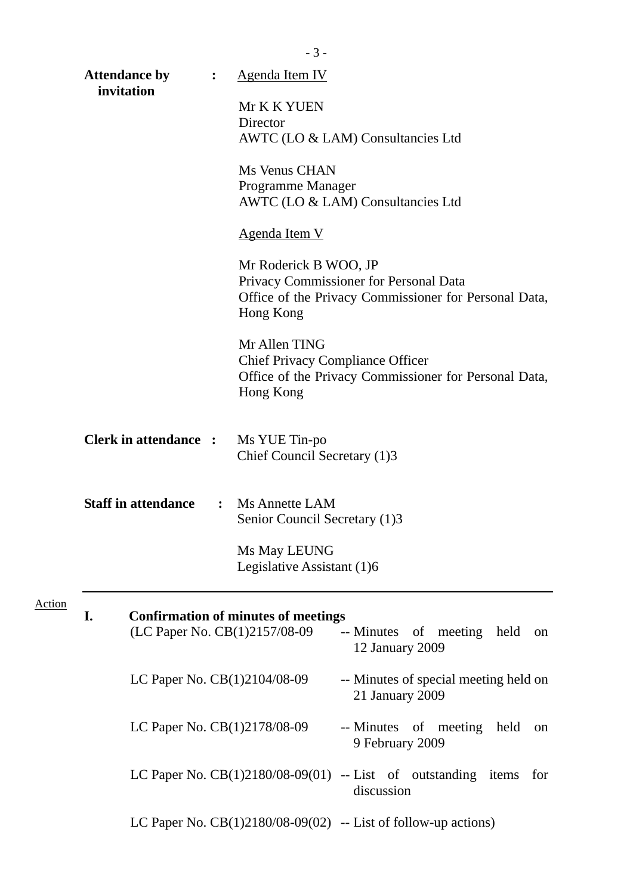**Attendance by invitation** : <u>Agenda Item IV</u>

Mr K K YUEN
Director
AWTC (LO & LAM) Consultancies Ltd

Ms Venus CHAN
Programme Manager
AWTC (LO & LAM) Consultancies Ltd

<u>Agenda Item V</u>

Mr Roderick B WOO, JP
Privacy Commissioner for Personal Data
Office of the Privacy Commissioner for Personal Data, Hong Kong

Mr Allen TING
Chief Privacy Compliance Officer
Office of the Privacy Commissioner for Personal Data, Hong Kong

**Clerk in attendance** : Ms YUE Tin-po
Chief Council Secretary (1)3

**Staff in attendance** : Ms Annette LAM
Senior Council Secretary (1)3

Ms May LEUNG
Legislative Assistant (1)6

---

Action

**I. Confirmation of minutes of meetings**

(LC Paper No. CB(1)2157/08-09 -- Minutes of meeting held on 12 January 2009

LC Paper No. CB(1)2104/08-09 -- Minutes of special meeting held on 21 January 2009

LC Paper No. CB(1)2178/08-09 -- Minutes of meeting held on 9 February 2009

LC Paper No. CB(1)2180/08-09(01) -- List of outstanding items for discussion

LC Paper No. CB(1)2180/08-09(02) -- List of follow-up actions)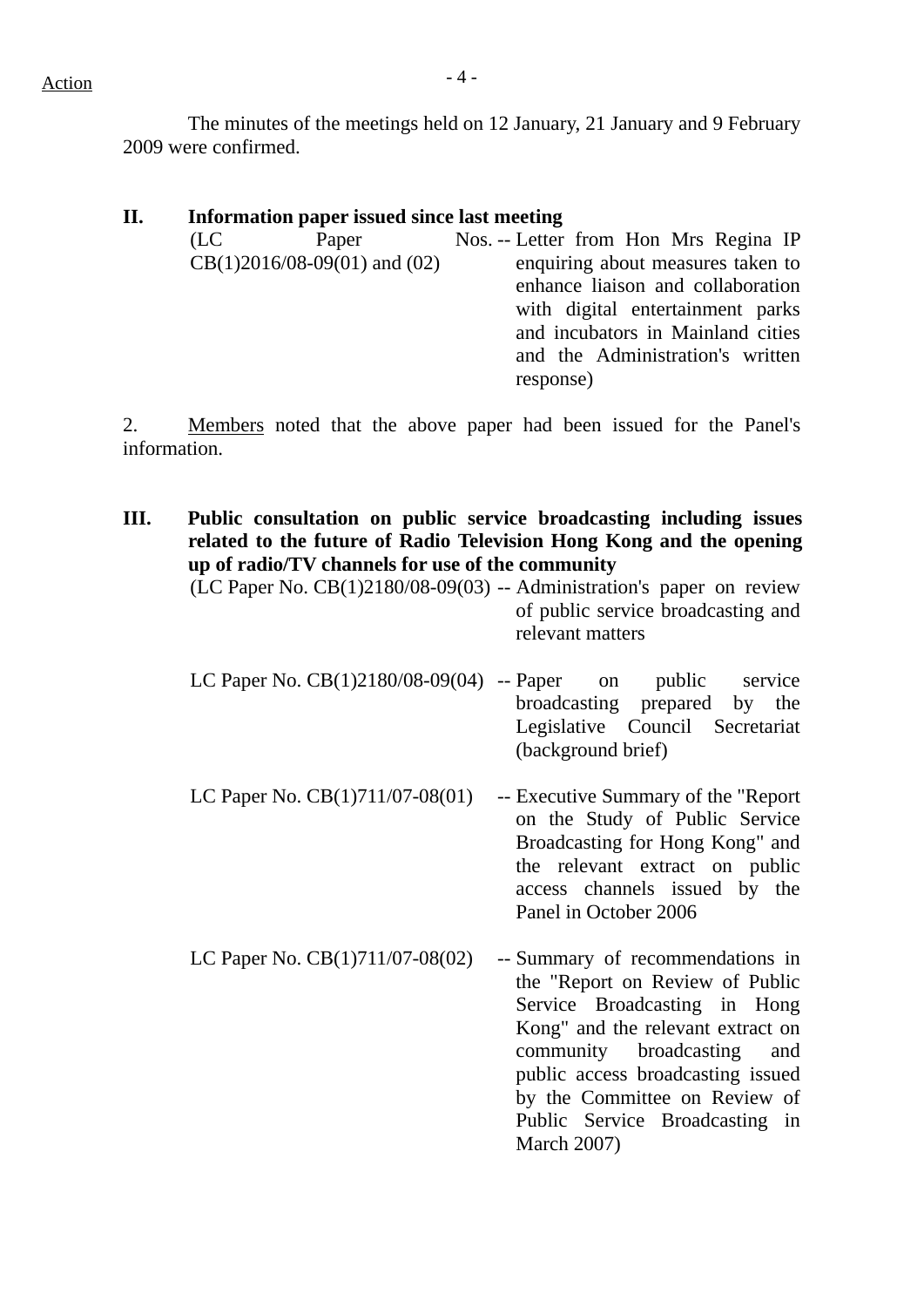Action

The minutes of the meetings held on 12 January, 21 January and 9 February 2009 were confirmed.

**II. Information paper issued since last meeting**

(LC Paper Nos. CB(1)2016/08-09(01) and (02) -- Letter from Hon Mrs Regina IP enquiring about measures taken to enhance liaison and collaboration with digital entertainment parks and incubators in Mainland cities and the Administration's written response)

2. Members noted that the above paper had been issued for the Panel's information.

**III. Public consultation on public service broadcasting including issues related to the future of Radio Television Hong Kong and the opening up of radio/TV channels for use of the community**

(LC Paper No. CB(1)2180/08-09(03) -- Administration's paper on review of public service broadcasting and relevant matters

LC Paper No. CB(1)2180/08-09(04) -- Paper on public service broadcasting prepared by the Legislative Council Secretariat (background brief)

LC Paper No. CB(1)711/07-08(01) -- Executive Summary of the "Report on the Study of Public Service Broadcasting for Hong Kong" and the relevant extract on public access channels issued by the Panel in October 2006

LC Paper No. CB(1)711/07-08(02) -- Summary of recommendations in the "Report on Review of Public Service Broadcasting in Hong Kong" and the relevant extract on community broadcasting and public access broadcasting issued by the Committee on Review of Public Service Broadcasting in March 2007)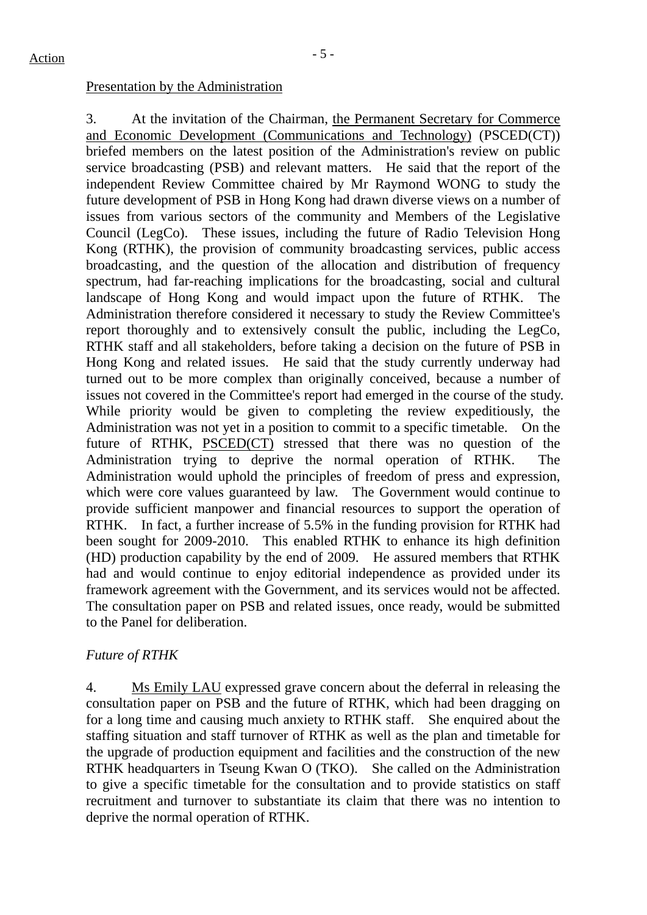Action

Presentation by the Administration

3. At the invitation of the Chairman, the Permanent Secretary for Commerce and Economic Development (Communications and Technology) (PSCED(CT)) briefed members on the latest position of the Administration's review on public service broadcasting (PSB) and relevant matters. He said that the report of the independent Review Committee chaired by Mr Raymond WONG to study the future development of PSB in Hong Kong had drawn diverse views on a number of issues from various sectors of the community and Members of the Legislative Council (LegCo). These issues, including the future of Radio Television Hong Kong (RTHK), the provision of community broadcasting services, public access broadcasting, and the question of the allocation and distribution of frequency spectrum, had far-reaching implications for the broadcasting, social and cultural landscape of Hong Kong and would impact upon the future of RTHK. The Administration therefore considered it necessary to study the Review Committee's report thoroughly and to extensively consult the public, including the LegCo, RTHK staff and all stakeholders, before taking a decision on the future of PSB in Hong Kong and related issues. He said that the study currently underway had turned out to be more complex than originally conceived, because a number of issues not covered in the Committee's report had emerged in the course of the study. While priority would be given to completing the review expeditiously, the Administration was not yet in a position to commit to a specific timetable. On the future of RTHK, PSCED(CT) stressed that there was no question of the Administration trying to deprive the normal operation of RTHK. The Administration would uphold the principles of freedom of press and expression, which were core values guaranteed by law. The Government would continue to provide sufficient manpower and financial resources to support the operation of RTHK. In fact, a further increase of 5.5% in the funding provision for RTHK had been sought for 2009-2010. This enabled RTHK to enhance its high definition (HD) production capability by the end of 2009. He assured members that RTHK had and would continue to enjoy editorial independence as provided under its framework agreement with the Government, and its services would not be affected. The consultation paper on PSB and related issues, once ready, would be submitted to the Panel for deliberation.

*Future of RTHK*

4. Ms Emily LAU expressed grave concern about the deferral in releasing the consultation paper on PSB and the future of RTHK, which had been dragging on for a long time and causing much anxiety to RTHK staff. She enquired about the staffing situation and staff turnover of RTHK as well as the plan and timetable for the upgrade of production equipment and facilities and the construction of the new RTHK headquarters in Tseung Kwan O (TKO). She called on the Administration to give a specific timetable for the consultation and to provide statistics on staff recruitment and turnover to substantiate its claim that there was no intention to deprive the normal operation of RTHK.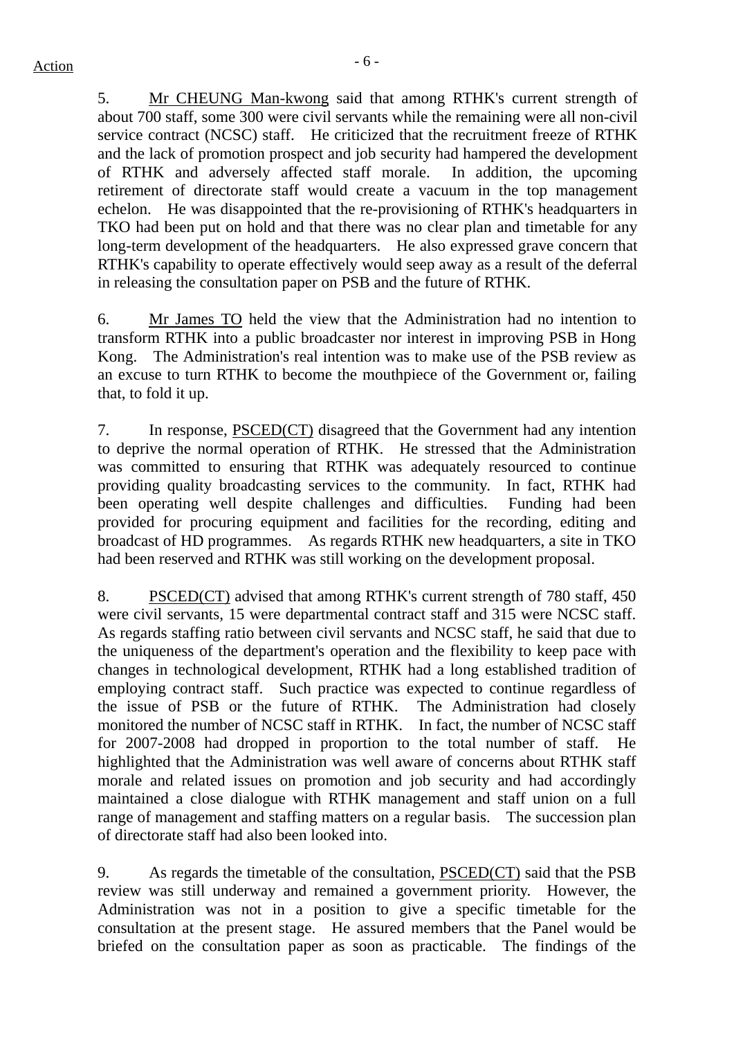5. Mr CHEUNG Man-kwong said that among RTHK's current strength of about 700 staff, some 300 were civil servants while the remaining were all non-civil service contract (NCSC) staff. He criticized that the recruitment freeze of RTHK and the lack of promotion prospect and job security had hampered the development of RTHK and adversely affected staff morale. In addition, the upcoming retirement of directorate staff would create a vacuum in the top management echelon. He was disappointed that the re-provisioning of RTHK's headquarters in TKO had been put on hold and that there was no clear plan and timetable for any long-term development of the headquarters. He also expressed grave concern that RTHK's capability to operate effectively would seep away as a result of the deferral in releasing the consultation paper on PSB and the future of RTHK.

6. Mr James TO held the view that the Administration had no intention to transform RTHK into a public broadcaster nor interest in improving PSB in Hong Kong. The Administration's real intention was to make use of the PSB review as an excuse to turn RTHK to become the mouthpiece of the Government or, failing that, to fold it up.

7. In response, PSCED(CT) disagreed that the Government had any intention to deprive the normal operation of RTHK. He stressed that the Administration was committed to ensuring that RTHK was adequately resourced to continue providing quality broadcasting services to the community. In fact, RTHK had been operating well despite challenges and difficulties. Funding had been provided for procuring equipment and facilities for the recording, editing and broadcast of HD programmes. As regards RTHK new headquarters, a site in TKO had been reserved and RTHK was still working on the development proposal.

8. PSCED(CT) advised that among RTHK's current strength of 780 staff, 450 were civil servants, 15 were departmental contract staff and 315 were NCSC staff. As regards staffing ratio between civil servants and NCSC staff, he said that due to the uniqueness of the department's operation and the flexibility to keep pace with changes in technological development, RTHK had a long established tradition of employing contract staff. Such practice was expected to continue regardless of the issue of PSB or the future of RTHK. The Administration had closely monitored the number of NCSC staff in RTHK. In fact, the number of NCSC staff for 2007-2008 had dropped in proportion to the total number of staff. He highlighted that the Administration was well aware of concerns about RTHK staff morale and related issues on promotion and job security and had accordingly maintained a close dialogue with RTHK management and staff union on a full range of management and staffing matters on a regular basis. The succession plan of directorate staff had also been looked into.

9. As regards the timetable of the consultation, PSCED(CT) said that the PSB review was still underway and remained a government priority. However, the Administration was not in a position to give a specific timetable for the consultation at the present stage. He assured members that the Panel would be briefed on the consultation paper as soon as practicable. The findings of the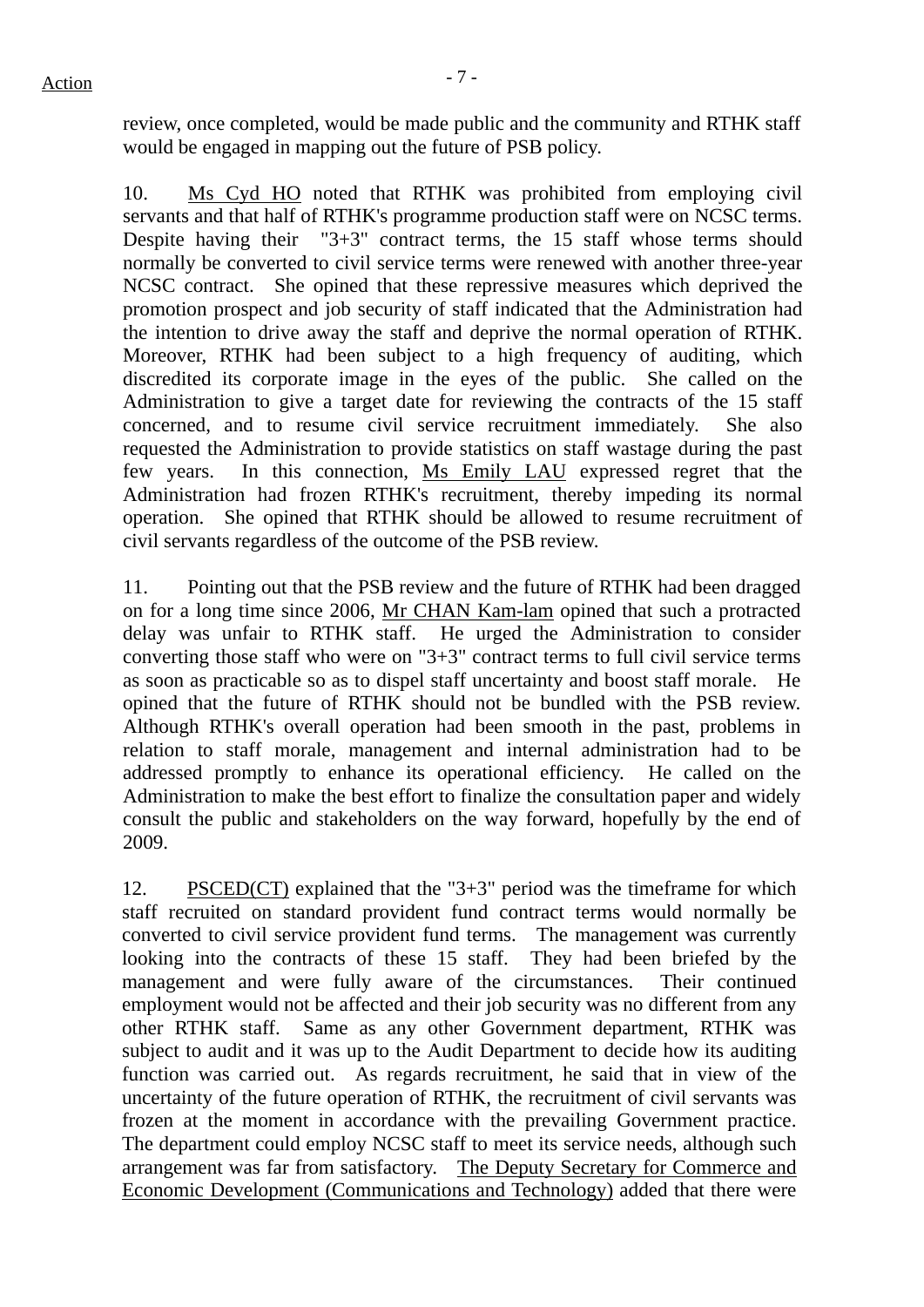review, once completed, would be made public and the community and RTHK staff would be engaged in mapping out the future of PSB policy.

10. Ms Cyd HO noted that RTHK was prohibited from employing civil servants and that half of RTHK's programme production staff were on NCSC terms. Despite having their "3+3" contract terms, the 15 staff whose terms should normally be converted to civil service terms were renewed with another three-year NCSC contract. She opined that these repressive measures which deprived the promotion prospect and job security of staff indicated that the Administration had the intention to drive away the staff and deprive the normal operation of RTHK. Moreover, RTHK had been subject to a high frequency of auditing, which discredited its corporate image in the eyes of the public. She called on the Administration to give a target date for reviewing the contracts of the 15 staff concerned, and to resume civil service recruitment immediately. She also requested the Administration to provide statistics on staff wastage during the past few years. In this connection, Ms Emily LAU expressed regret that the Administration had frozen RTHK's recruitment, thereby impeding its normal operation. She opined that RTHK should be allowed to resume recruitment of civil servants regardless of the outcome of the PSB review.

11. Pointing out that the PSB review and the future of RTHK had been dragged on for a long time since 2006, Mr CHAN Kam-lam opined that such a protracted delay was unfair to RTHK staff. He urged the Administration to consider converting those staff who were on "3+3" contract terms to full civil service terms as soon as practicable so as to dispel staff uncertainty and boost staff morale. He opined that the future of RTHK should not be bundled with the PSB review. Although RTHK's overall operation had been smooth in the past, problems in relation to staff morale, management and internal administration had to be addressed promptly to enhance its operational efficiency. He called on the Administration to make the best effort to finalize the consultation paper and widely consult the public and stakeholders on the way forward, hopefully by the end of 2009.

12. PSCED(CT) explained that the "3+3" period was the timeframe for which staff recruited on standard provident fund contract terms would normally be converted to civil service provident fund terms. The management was currently looking into the contracts of these 15 staff. They had been briefed by the management and were fully aware of the circumstances. Their continued employment would not be affected and their job security was no different from any other RTHK staff. Same as any other Government department, RTHK was subject to audit and it was up to the Audit Department to decide how its auditing function was carried out. As regards recruitment, he said that in view of the uncertainty of the future operation of RTHK, the recruitment of civil servants was frozen at the moment in accordance with the prevailing Government practice. The department could employ NCSC staff to meet its service needs, although such arrangement was far from satisfactory. The Deputy Secretary for Commerce and Economic Development (Communications and Technology) added that there were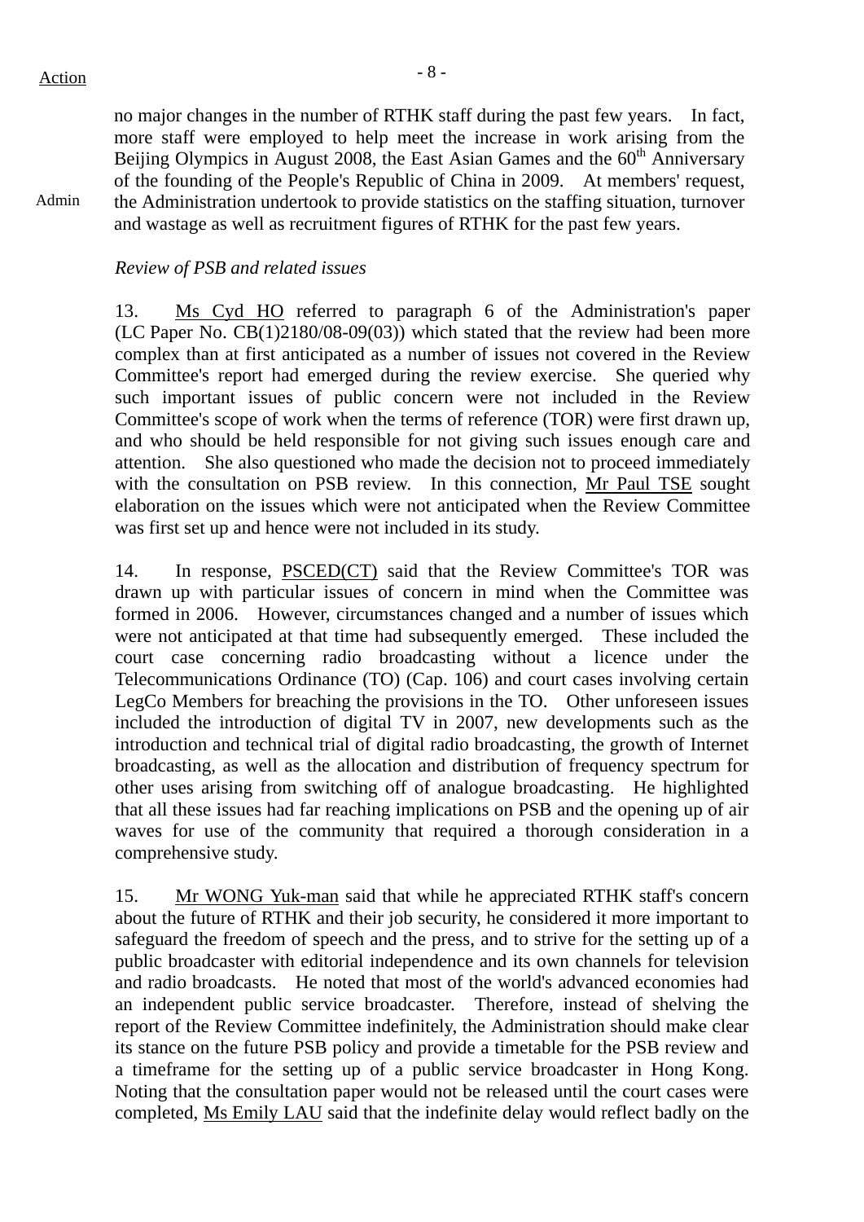Action

no major changes in the number of RTHK staff during the past few years. In fact, more staff were employed to help meet the increase in work arising from the Beijing Olympics in August 2008, the East Asian Games and the 60th Anniversary of the founding of the People's Republic of China in 2009. At members' request, the Administration undertook to provide statistics on the staffing situation, turnover and wastage as well as recruitment figures of RTHK for the past few years.

Admin

*Review of PSB and related issues*

13. Ms Cyd HO referred to paragraph 6 of the Administration's paper (LC Paper No. CB(1)2180/08-09(03)) which stated that the review had been more complex than at first anticipated as a number of issues not covered in the Review Committee's report had emerged during the review exercise. She queried why such important issues of public concern were not included in the Review Committee's scope of work when the terms of reference (TOR) were first drawn up, and who should be held responsible for not giving such issues enough care and attention. She also questioned who made the decision not to proceed immediately with the consultation on PSB review. In this connection, Mr Paul TSE sought elaboration on the issues which were not anticipated when the Review Committee was first set up and hence were not included in its study.

14. In response, PSCED(CT) said that the Review Committee's TOR was drawn up with particular issues of concern in mind when the Committee was formed in 2006. However, circumstances changed and a number of issues which were not anticipated at that time had subsequently emerged. These included the court case concerning radio broadcasting without a licence under the Telecommunications Ordinance (TO) (Cap. 106) and court cases involving certain LegCo Members for breaching the provisions in the TO. Other unforeseen issues included the introduction of digital TV in 2007, new developments such as the introduction and technical trial of digital radio broadcasting, the growth of Internet broadcasting, as well as the allocation and distribution of frequency spectrum for other uses arising from switching off of analogue broadcasting. He highlighted that all these issues had far reaching implications on PSB and the opening up of air waves for use of the community that required a thorough consideration in a comprehensive study.

15. Mr WONG Yuk-man said that while he appreciated RTHK staff's concern about the future of RTHK and their job security, he considered it more important to safeguard the freedom of speech and the press, and to strive for the setting up of a public broadcaster with editorial independence and its own channels for television and radio broadcasts. He noted that most of the world's advanced economies had an independent public service broadcaster. Therefore, instead of shelving the report of the Review Committee indefinitely, the Administration should make clear its stance on the future PSB policy and provide a timetable for the PSB review and a timeframe for the setting up of a public service broadcaster in Hong Kong. Noting that the consultation paper would not be released until the court cases were completed, Ms Emily LAU said that the indefinite delay would reflect badly on the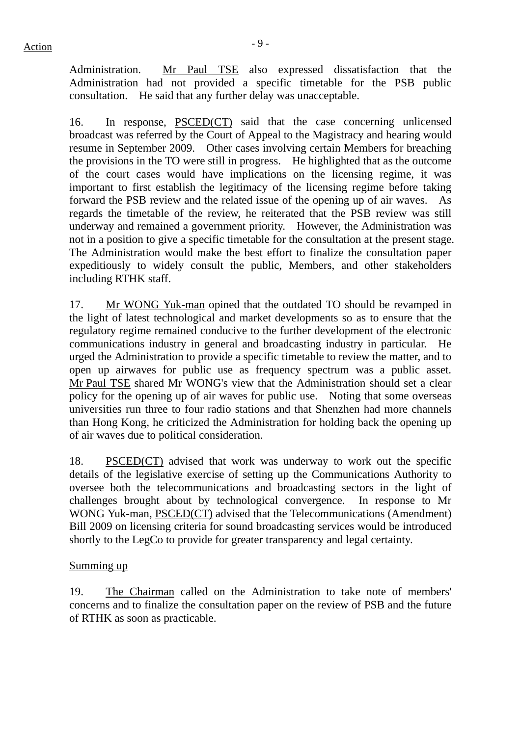Administration. Mr Paul TSE also expressed dissatisfaction that the Administration had not provided a specific timetable for the PSB public consultation. He said that any further delay was unacceptable.

16. In response, PSCED(CT) said that the case concerning unlicensed broadcast was referred by the Court of Appeal to the Magistracy and hearing would resume in September 2009. Other cases involving certain Members for breaching the provisions in the TO were still in progress. He highlighted that as the outcome of the court cases would have implications on the licensing regime, it was important to first establish the legitimacy of the licensing regime before taking forward the PSB review and the related issue of the opening up of air waves. As regards the timetable of the review, he reiterated that the PSB review was still underway and remained a government priority. However, the Administration was not in a position to give a specific timetable for the consultation at the present stage. The Administration would make the best effort to finalize the consultation paper expeditiously to widely consult the public, Members, and other stakeholders including RTHK staff.

17. Mr WONG Yuk-man opined that the outdated TO should be revamped in the light of latest technological and market developments so as to ensure that the regulatory regime remained conducive to the further development of the electronic communications industry in general and broadcasting industry in particular. He urged the Administration to provide a specific timetable to review the matter, and to open up airwaves for public use as frequency spectrum was a public asset. Mr Paul TSE shared Mr WONG's view that the Administration should set a clear policy for the opening up of air waves for public use. Noting that some overseas universities run three to four radio stations and that Shenzhen had more channels than Hong Kong, he criticized the Administration for holding back the opening up of air waves due to political consideration.

18. PSCED(CT) advised that work was underway to work out the specific details of the legislative exercise of setting up the Communications Authority to oversee both the telecommunications and broadcasting sectors in the light of challenges brought about by technological convergence. In response to Mr WONG Yuk-man, PSCED(CT) advised that the Telecommunications (Amendment) Bill 2009 on licensing criteria for sound broadcasting services would be introduced shortly to the LegCo to provide for greater transparency and legal certainty.

Summing up

19. The Chairman called on the Administration to take note of members' concerns and to finalize the consultation paper on the review of PSB and the future of RTHK as soon as practicable.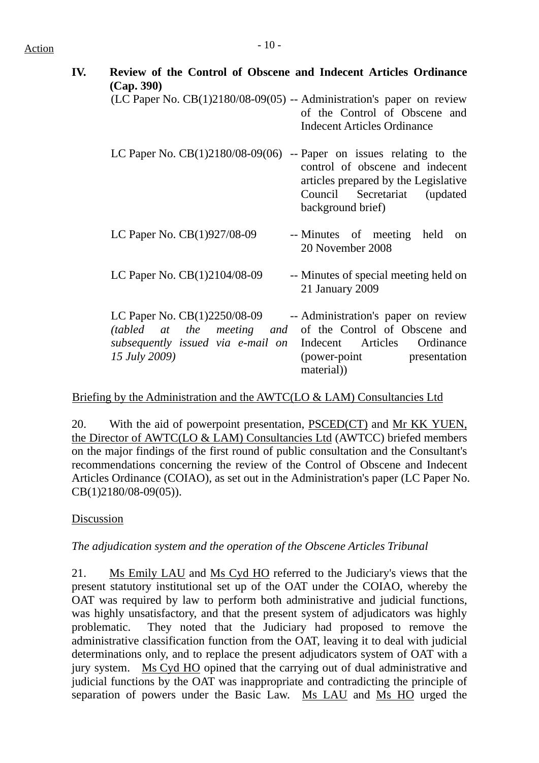Action

**IV. Review of the Control of Obscene and Indecent Articles Ordinance (Cap. 390)**

| | |
|---|---|
| (LC Paper No. CB(1)2180/08-09(05) | -- Administration's paper on review of the Control of Obscene and Indecent Articles Ordinance |
| LC Paper No. CB(1)2180/08-09(06) | -- Paper on issues relating to the control of obscene and indecent articles prepared by the Legislative Council Secretariat (updated background brief) |
| LC Paper No. CB(1)927/08-09 | -- Minutes of meeting held on 20 November 2008 |
| LC Paper No. CB(1)2104/08-09 | -- Minutes of special meeting held on 21 January 2009 |
| LC Paper No. CB(1)2250/08-09 *(tabled at the meeting and subsequently issued via e-mail on 15 July 2009)* | -- Administration's paper on review of the Control of Obscene and Indecent Articles Ordinance (power-point presentation material)) |

Briefing by the Administration and the AWTC(LO & LAM) Consultancies Ltd

20. With the aid of powerpoint presentation, PSCED(CT) and Mr KK YUEN, the Director of AWTC(LO & LAM) Consultancies Ltd (AWTCC) briefed members on the major findings of the first round of public consultation and the Consultant's recommendations concerning the review of the Control of Obscene and Indecent Articles Ordinance (COIAO), as set out in the Administration's paper (LC Paper No. CB(1)2180/08-09(05)).

Discussion

*The adjudication system and the operation of the Obscene Articles Tribunal*

21. Ms Emily LAU and Ms Cyd HO referred to the Judiciary's views that the present statutory institutional set up of the OAT under the COIAO, whereby the OAT was required by law to perform both administrative and judicial functions, was highly unsatisfactory, and that the present system of adjudicators was highly problematic. They noted that the Judiciary had proposed to remove the administrative classification function from the OAT, leaving it to deal with judicial determinations only, and to replace the present adjudicators system of OAT with a jury system. Ms Cyd HO opined that the carrying out of dual administrative and judicial functions by the OAT was inappropriate and contradicting the principle of separation of powers under the Basic Law. Ms LAU and Ms HO urged the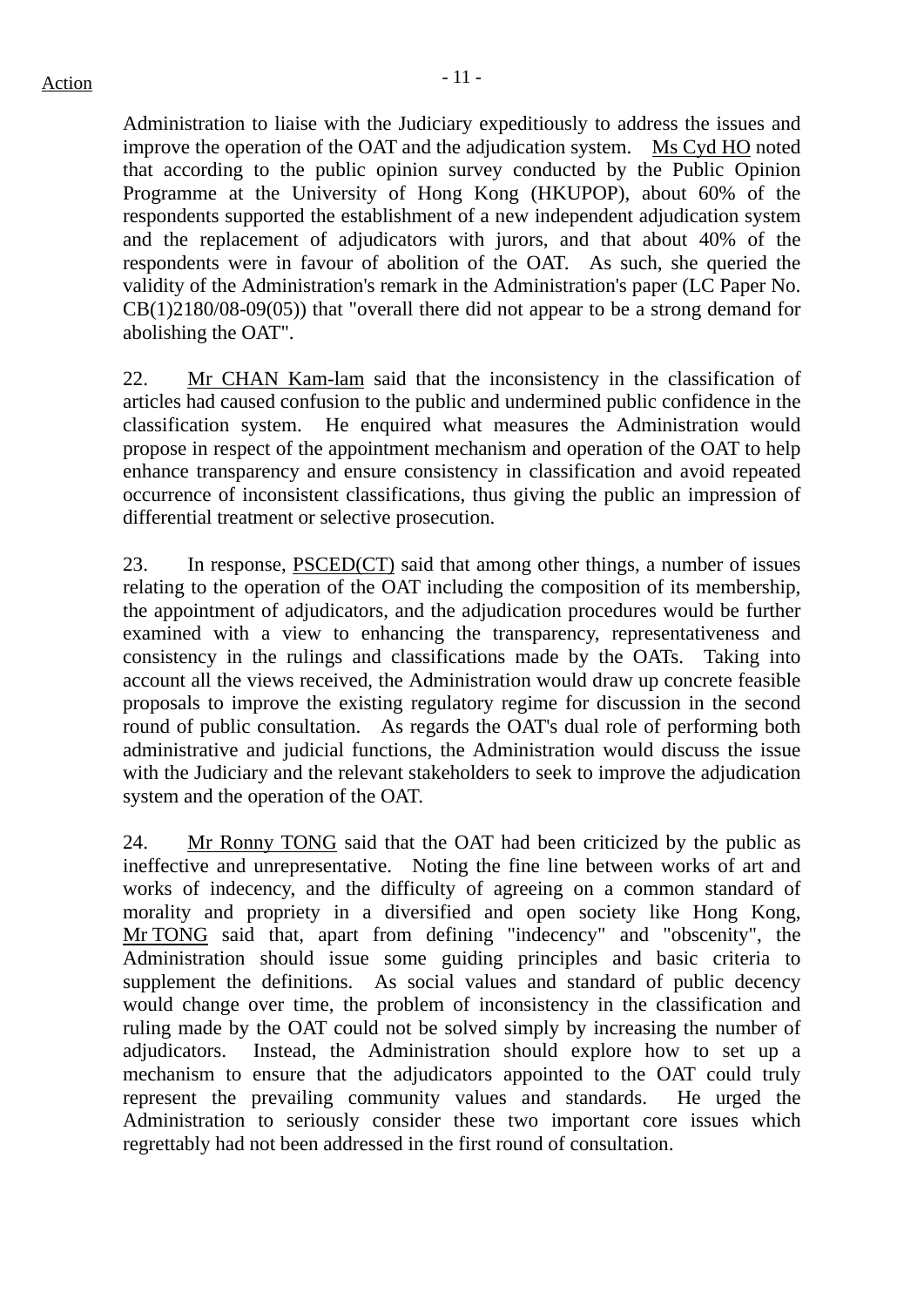Administration to liaise with the Judiciary expeditiously to address the issues and improve the operation of the OAT and the adjudication system. Ms Cyd HO noted that according to the public opinion survey conducted by the Public Opinion Programme at the University of Hong Kong (HKUPOP), about 60% of the respondents supported the establishment of a new independent adjudication system and the replacement of adjudicators with jurors, and that about 40% of the respondents were in favour of abolition of the OAT. As such, she queried the validity of the Administration's remark in the Administration's paper (LC Paper No. CB(1)2180/08-09(05)) that "overall there did not appear to be a strong demand for abolishing the OAT".

22. Mr CHAN Kam-lam said that the inconsistency in the classification of articles had caused confusion to the public and undermined public confidence in the classification system. He enquired what measures the Administration would propose in respect of the appointment mechanism and operation of the OAT to help enhance transparency and ensure consistency in classification and avoid repeated occurrence of inconsistent classifications, thus giving the public an impression of differential treatment or selective prosecution.

23. In response, PSCED(CT) said that among other things, a number of issues relating to the operation of the OAT including the composition of its membership, the appointment of adjudicators, and the adjudication procedures would be further examined with a view to enhancing the transparency, representativeness and consistency in the rulings and classifications made by the OATs. Taking into account all the views received, the Administration would draw up concrete feasible proposals to improve the existing regulatory regime for discussion in the second round of public consultation. As regards the OAT's dual role of performing both administrative and judicial functions, the Administration would discuss the issue with the Judiciary and the relevant stakeholders to seek to improve the adjudication system and the operation of the OAT.

24. Mr Ronny TONG said that the OAT had been criticized by the public as ineffective and unrepresentative. Noting the fine line between works of art and works of indecency, and the difficulty of agreeing on a common standard of morality and propriety in a diversified and open society like Hong Kong, Mr TONG said that, apart from defining "indecency" and "obscenity", the Administration should issue some guiding principles and basic criteria to supplement the definitions. As social values and standard of public decency would change over time, the problem of inconsistency in the classification and ruling made by the OAT could not be solved simply by increasing the number of adjudicators. Instead, the Administration should explore how to set up a mechanism to ensure that the adjudicators appointed to the OAT could truly represent the prevailing community values and standards. He urged the Administration to seriously consider these two important core issues which regrettably had not been addressed in the first round of consultation.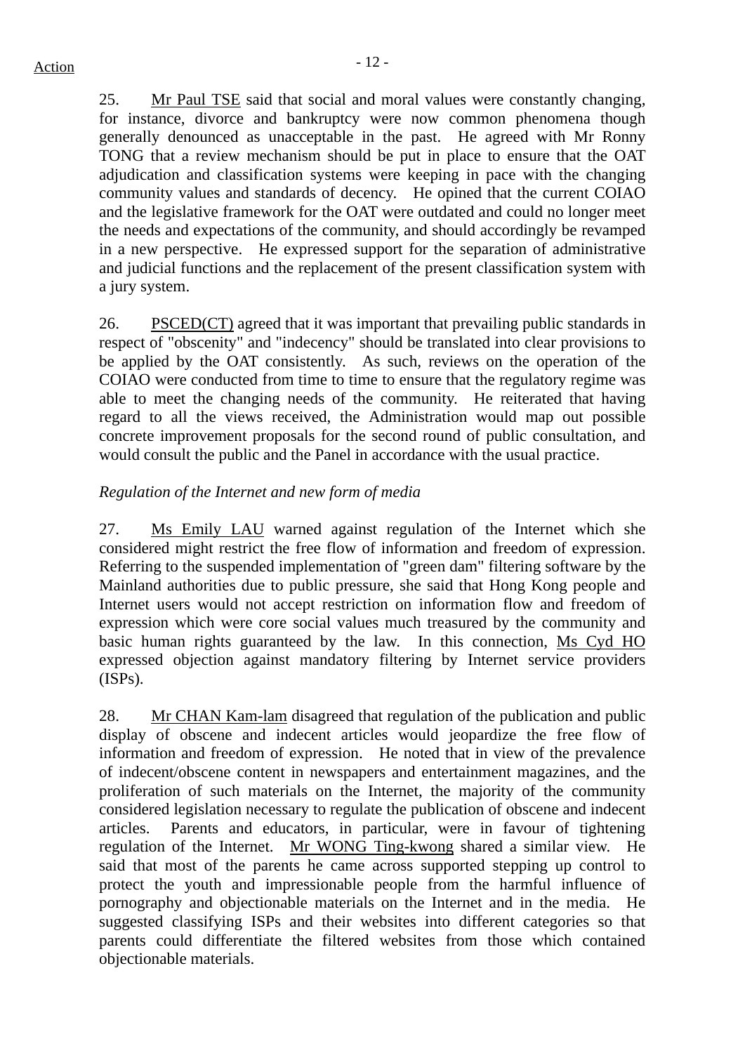25. Mr Paul TSE said that social and moral values were constantly changing, for instance, divorce and bankruptcy were now common phenomena though generally denounced as unacceptable in the past. He agreed with Mr Ronny TONG that a review mechanism should be put in place to ensure that the OAT adjudication and classification systems were keeping in pace with the changing community values and standards of decency. He opined that the current COIAO and the legislative framework for the OAT were outdated and could no longer meet the needs and expectations of the community, and should accordingly be revamped in a new perspective. He expressed support for the separation of administrative and judicial functions and the replacement of the present classification system with a jury system.

26. PSCED(CT) agreed that it was important that prevailing public standards in respect of "obscenity" and "indecency" should be translated into clear provisions to be applied by the OAT consistently. As such, reviews on the operation of the COIAO were conducted from time to time to ensure that the regulatory regime was able to meet the changing needs of the community. He reiterated that having regard to all the views received, the Administration would map out possible concrete improvement proposals for the second round of public consultation, and would consult the public and the Panel in accordance with the usual practice.

*Regulation of the Internet and new form of media*

27. Ms Emily LAU warned against regulation of the Internet which she considered might restrict the free flow of information and freedom of expression. Referring to the suspended implementation of "green dam" filtering software by the Mainland authorities due to public pressure, she said that Hong Kong people and Internet users would not accept restriction on information flow and freedom of expression which were core social values much treasured by the community and basic human rights guaranteed by the law. In this connection, Ms Cyd HO expressed objection against mandatory filtering by Internet service providers (ISPs).

28. Mr CHAN Kam-lam disagreed that regulation of the publication and public display of obscene and indecent articles would jeopardize the free flow of information and freedom of expression. He noted that in view of the prevalence of indecent/obscene content in newspapers and entertainment magazines, and the proliferation of such materials on the Internet, the majority of the community considered legislation necessary to regulate the publication of obscene and indecent articles. Parents and educators, in particular, were in favour of tightening regulation of the Internet. Mr WONG Ting-kwong shared a similar view. He said that most of the parents he came across supported stepping up control to protect the youth and impressionable people from the harmful influence of pornography and objectionable materials on the Internet and in the media. He suggested classifying ISPs and their websites into different categories so that parents could differentiate the filtered websites from those which contained objectionable materials.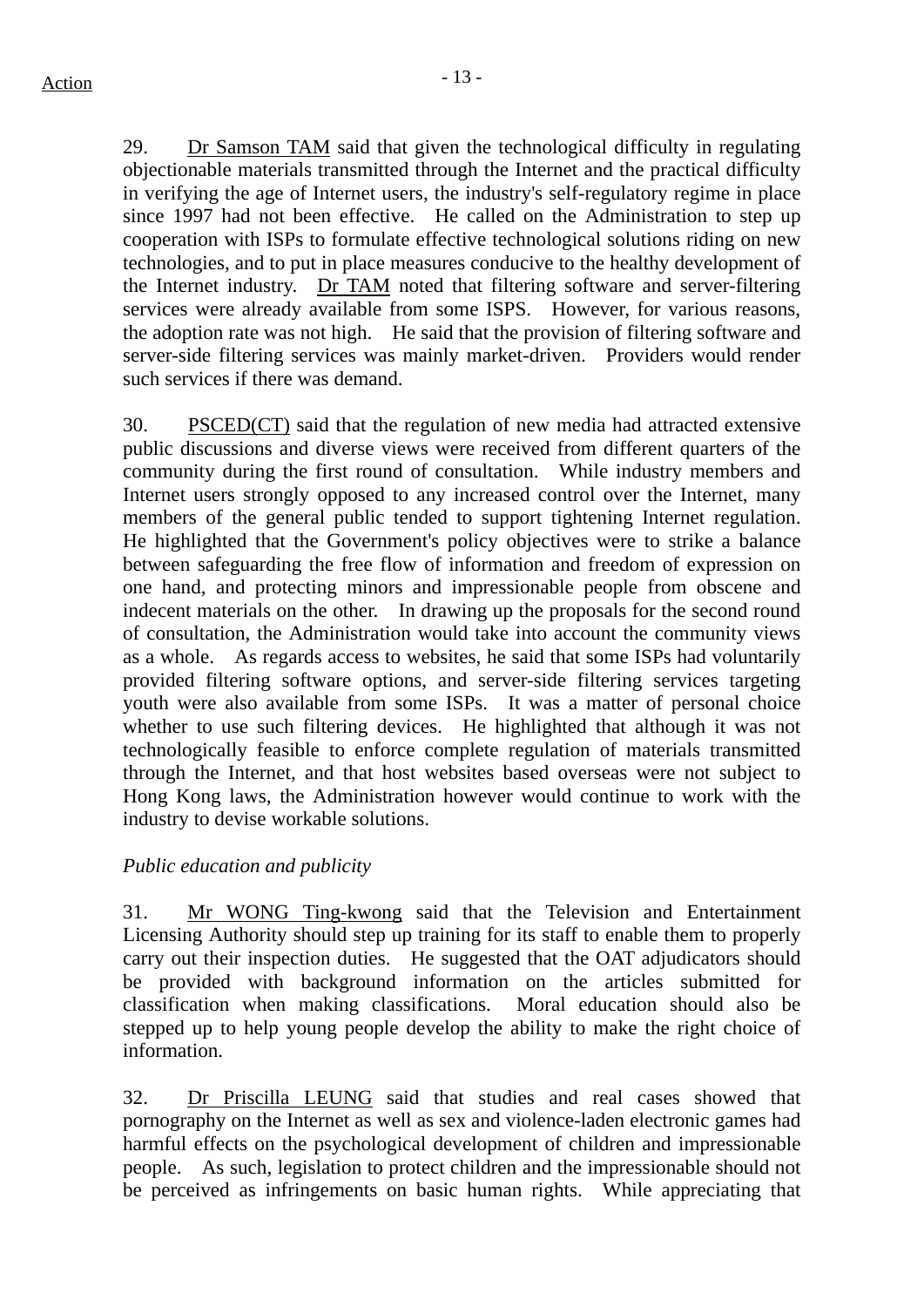29. Dr Samson TAM said that given the technological difficulty in regulating objectionable materials transmitted through the Internet and the practical difficulty in verifying the age of Internet users, the industry's self-regulatory regime in place since 1997 had not been effective. He called on the Administration to step up cooperation with ISPs to formulate effective technological solutions riding on new technologies, and to put in place measures conducive to the healthy development of the Internet industry. Dr TAM noted that filtering software and server-filtering services were already available from some ISPS. However, for various reasons, the adoption rate was not high. He said that the provision of filtering software and server-side filtering services was mainly market-driven. Providers would render such services if there was demand.

30. PSCED(CT) said that the regulation of new media had attracted extensive public discussions and diverse views were received from different quarters of the community during the first round of consultation. While industry members and Internet users strongly opposed to any increased control over the Internet, many members of the general public tended to support tightening Internet regulation. He highlighted that the Government's policy objectives were to strike a balance between safeguarding the free flow of information and freedom of expression on one hand, and protecting minors and impressionable people from obscene and indecent materials on the other. In drawing up the proposals for the second round of consultation, the Administration would take into account the community views as a whole. As regards access to websites, he said that some ISPs had voluntarily provided filtering software options, and server-side filtering services targeting youth were also available from some ISPs. It was a matter of personal choice whether to use such filtering devices. He highlighted that although it was not technologically feasible to enforce complete regulation of materials transmitted through the Internet, and that host websites based overseas were not subject to Hong Kong laws, the Administration however would continue to work with the industry to devise workable solutions.

*Public education and publicity*

31. Mr WONG Ting-kwong said that the Television and Entertainment Licensing Authority should step up training for its staff to enable them to properly carry out their inspection duties. He suggested that the OAT adjudicators should be provided with background information on the articles submitted for classification when making classifications. Moral education should also be stepped up to help young people develop the ability to make the right choice of information.

32. Dr Priscilla LEUNG said that studies and real cases showed that pornography on the Internet as well as sex and violence-laden electronic games had harmful effects on the psychological development of children and impressionable people. As such, legislation to protect children and the impressionable should not be perceived as infringements on basic human rights. While appreciating that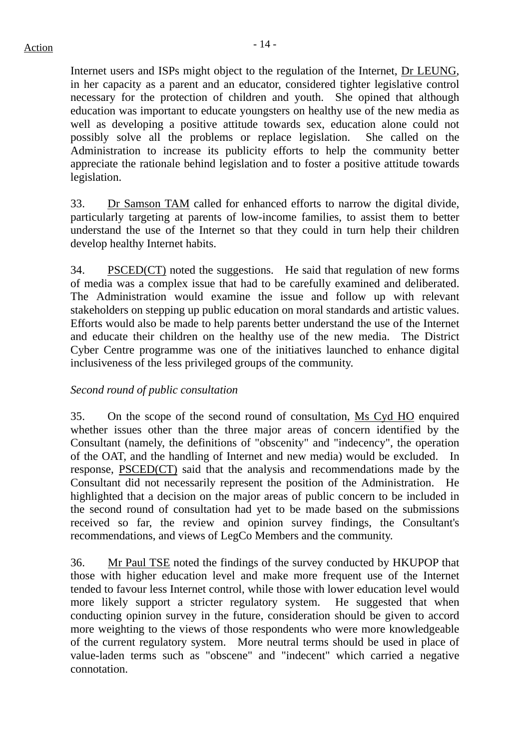Internet users and ISPs might object to the regulation of the Internet, Dr LEUNG, in her capacity as a parent and an educator, considered tighter legislative control necessary for the protection of children and youth. She opined that although education was important to educate youngsters on healthy use of the new media as well as developing a positive attitude towards sex, education alone could not possibly solve all the problems or replace legislation. She called on the Administration to increase its publicity efforts to help the community better appreciate the rationale behind legislation and to foster a positive attitude towards legislation.

33. Dr Samson TAM called for enhanced efforts to narrow the digital divide, particularly targeting at parents of low-income families, to assist them to better understand the use of the Internet so that they could in turn help their children develop healthy Internet habits.

34. PSCED(CT) noted the suggestions. He said that regulation of new forms of media was a complex issue that had to be carefully examined and deliberated. The Administration would examine the issue and follow up with relevant stakeholders on stepping up public education on moral standards and artistic values. Efforts would also be made to help parents better understand the use of the Internet and educate their children on the healthy use of the new media. The District Cyber Centre programme was one of the initiatives launched to enhance digital inclusiveness of the less privileged groups of the community.

*Second round of public consultation*

35. On the scope of the second round of consultation, Ms Cyd HO enquired whether issues other than the three major areas of concern identified by the Consultant (namely, the definitions of "obscenity" and "indecency", the operation of the OAT, and the handling of Internet and new media) would be excluded. In response, PSCED(CT) said that the analysis and recommendations made by the Consultant did not necessarily represent the position of the Administration. He highlighted that a decision on the major areas of public concern to be included in the second round of consultation had yet to be made based on the submissions received so far, the review and opinion survey findings, the Consultant's recommendations, and views of LegCo Members and the community.

36. Mr Paul TSE noted the findings of the survey conducted by HKUPOP that those with higher education level and make more frequent use of the Internet tended to favour less Internet control, while those with lower education level would more likely support a stricter regulatory system. He suggested that when conducting opinion survey in the future, consideration should be given to accord more weighting to the views of those respondents who were more knowledgeable of the current regulatory system. More neutral terms should be used in place of value-laden terms such as "obscene" and "indecent" which carried a negative connotation.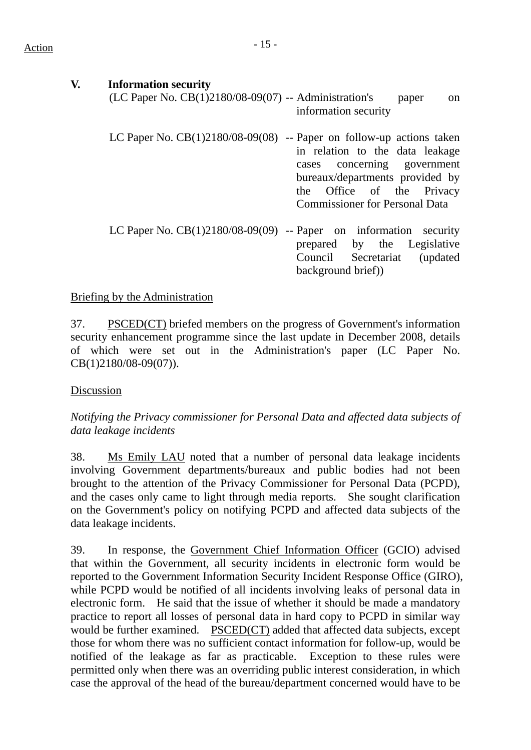Action

## V. Information security

(LC Paper No. CB(1)2180/08-09(07) -- Administration's paper on information security

LC Paper No. CB(1)2180/08-09(08) -- Paper on follow-up actions taken in relation to the data leakage cases concerning government bureaux/departments provided by the Office of the Privacy Commissioner for Personal Data

LC Paper No. CB(1)2180/08-09(09) -- Paper on information security prepared by the Legislative Council Secretariat (updated background brief))

Briefing by the Administration

37. PSCED(CT) briefed members on the progress of Government's information security enhancement programme since the last update in December 2008, details of which were set out in the Administration's paper (LC Paper No. CB(1)2180/08-09(07)).

Discussion

*Notifying the Privacy commissioner for Personal Data and affected data subjects of data leakage incidents*

38. Ms Emily LAU noted that a number of personal data leakage incidents involving Government departments/bureaux and public bodies had not been brought to the attention of the Privacy Commissioner for Personal Data (PCPD), and the cases only came to light through media reports. She sought clarification on the Government's policy on notifying PCPD and affected data subjects of the data leakage incidents.

39. In response, the Government Chief Information Officer (GCIO) advised that within the Government, all security incidents in electronic form would be reported to the Government Information Security Incident Response Office (GIRO), while PCPD would be notified of all incidents involving leaks of personal data in electronic form. He said that the issue of whether it should be made a mandatory practice to report all losses of personal data in hard copy to PCPD in similar way would be further examined. PSCED(CT) added that affected data subjects, except those for whom there was no sufficient contact information for follow-up, would be notified of the leakage as far as practicable. Exception to these rules were permitted only when there was an overriding public interest consideration, in which case the approval of the head of the bureau/department concerned would have to be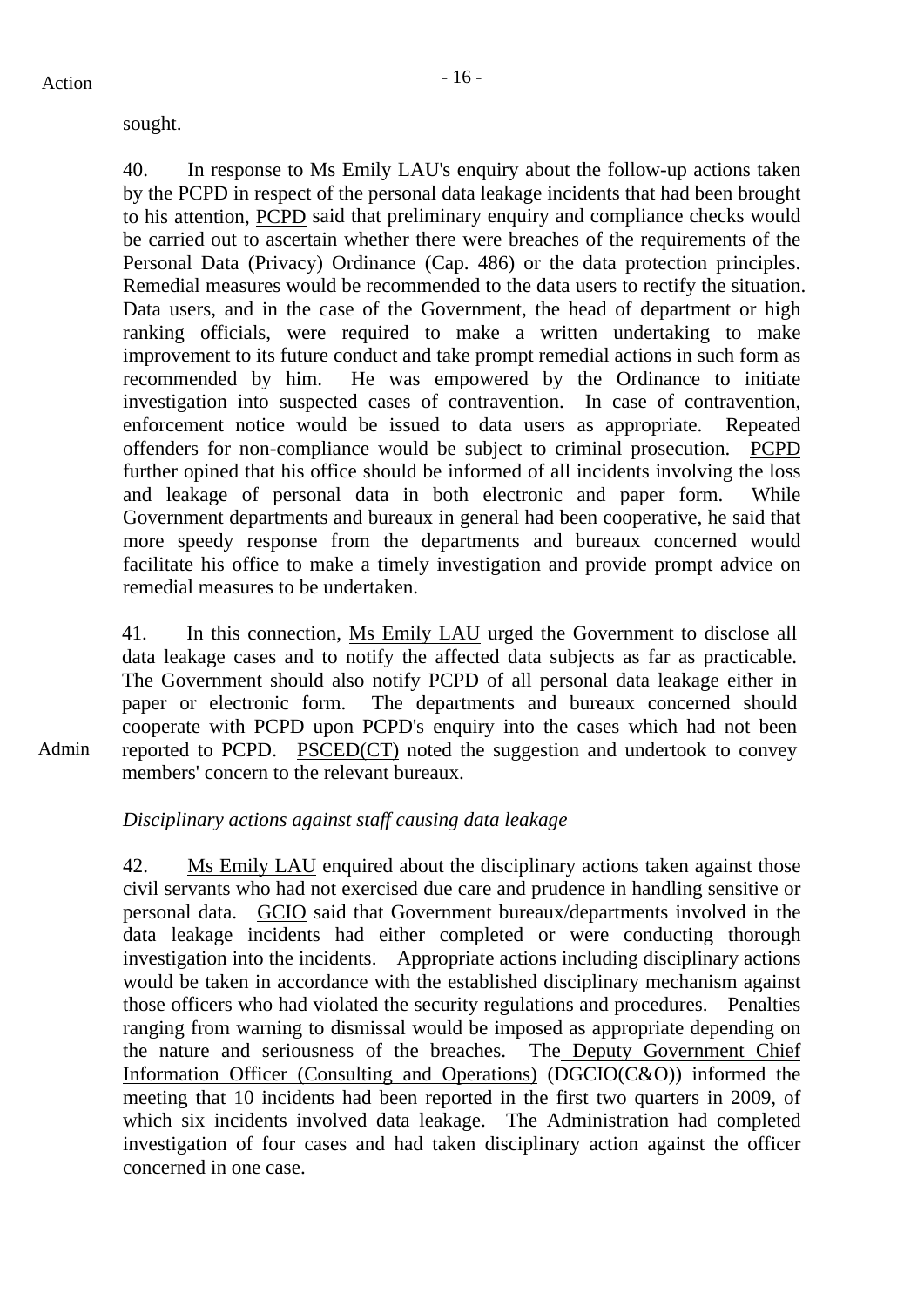sought.

40. In response to Ms Emily LAU's enquiry about the follow-up actions taken by the PCPD in respect of the personal data leakage incidents that had been brought to his attention, PCPD said that preliminary enquiry and compliance checks would be carried out to ascertain whether there were breaches of the requirements of the Personal Data (Privacy) Ordinance (Cap. 486) or the data protection principles. Remedial measures would be recommended to the data users to rectify the situation. Data users, and in the case of the Government, the head of department or high ranking officials, were required to make a written undertaking to make improvement to its future conduct and take prompt remedial actions in such form as recommended by him. He was empowered by the Ordinance to initiate investigation into suspected cases of contravention. In case of contravention, enforcement notice would be issued to data users as appropriate. Repeated offenders for non-compliance would be subject to criminal prosecution. PCPD further opined that his office should be informed of all incidents involving the loss and leakage of personal data in both electronic and paper form. While Government departments and bureaux in general had been cooperative, he said that more speedy response from the departments and bureaux concerned would facilitate his office to make a timely investigation and provide prompt advice on remedial measures to be undertaken.

41. In this connection, Ms Emily LAU urged the Government to disclose all data leakage cases and to notify the affected data subjects as far as practicable. The Government should also notify PCPD of all personal data leakage either in paper or electronic form. The departments and bureaux concerned should cooperate with PCPD upon PCPD's enquiry into the cases which had not been reported to PCPD. PSCED(CT) noted the suggestion and undertook to convey members' concern to the relevant bureaux.

Action: Admin

*Disciplinary actions against staff causing data leakage*

42. Ms Emily LAU enquired about the disciplinary actions taken against those civil servants who had not exercised due care and prudence in handling sensitive or personal data. GCIO said that Government bureaux/departments involved in the data leakage incidents had either completed or were conducting thorough investigation into the incidents. Appropriate actions including disciplinary actions would be taken in accordance with the established disciplinary mechanism against those officers who had violated the security regulations and procedures. Penalties ranging from warning to dismissal would be imposed as appropriate depending on the nature and seriousness of the breaches. The Deputy Government Chief Information Officer (Consulting and Operations) (DGCIO(C&O)) informed the meeting that 10 incidents had been reported in the first two quarters in 2009, of which six incidents involved data leakage. The Administration had completed investigation of four cases and had taken disciplinary action against the officer concerned in one case.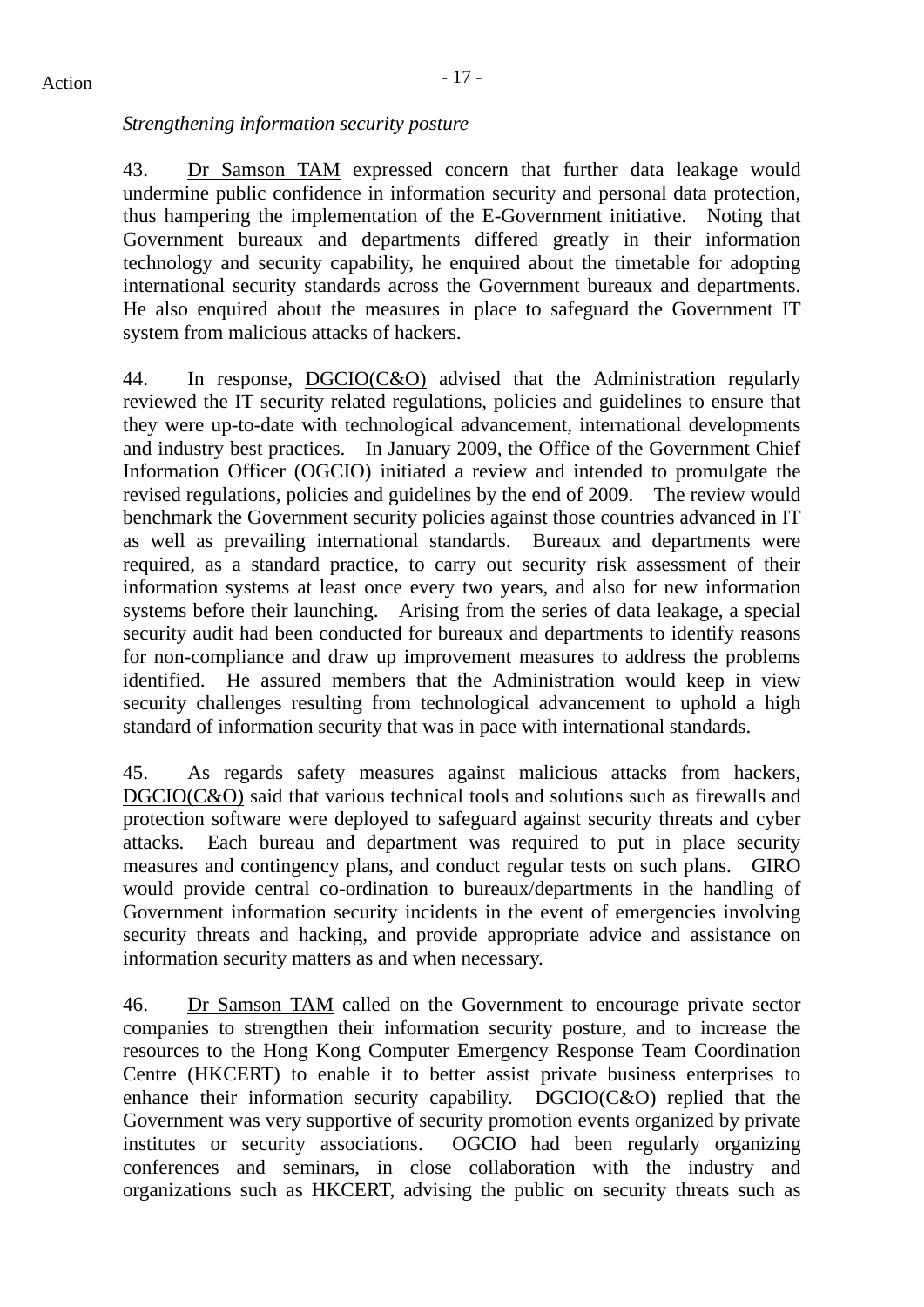*Strengthening information security posture*

43. Dr Samson TAM expressed concern that further data leakage would undermine public confidence in information security and personal data protection, thus hampering the implementation of the E-Government initiative. Noting that Government bureaux and departments differed greatly in their information technology and security capability, he enquired about the timetable for adopting international security standards across the Government bureaux and departments. He also enquired about the measures in place to safeguard the Government IT system from malicious attacks of hackers.

44. In response, DGCIO(C&O) advised that the Administration regularly reviewed the IT security related regulations, policies and guidelines to ensure that they were up-to-date with technological advancement, international developments and industry best practices. In January 2009, the Office of the Government Chief Information Officer (OGCIO) initiated a review and intended to promulgate the revised regulations, policies and guidelines by the end of 2009. The review would benchmark the Government security policies against those countries advanced in IT as well as prevailing international standards. Bureaux and departments were required, as a standard practice, to carry out security risk assessment of their information systems at least once every two years, and also for new information systems before their launching. Arising from the series of data leakage, a special security audit had been conducted for bureaux and departments to identify reasons for non-compliance and draw up improvement measures to address the problems identified. He assured members that the Administration would keep in view security challenges resulting from technological advancement to uphold a high standard of information security that was in pace with international standards.

45. As regards safety measures against malicious attacks from hackers, DGCIO(C&O) said that various technical tools and solutions such as firewalls and protection software were deployed to safeguard against security threats and cyber attacks. Each bureau and department was required to put in place security measures and contingency plans, and conduct regular tests on such plans. GIRO would provide central co-ordination to bureaux/departments in the handling of Government information security incidents in the event of emergencies involving security threats and hacking, and provide appropriate advice and assistance on information security matters as and when necessary.

46. Dr Samson TAM called on the Government to encourage private sector companies to strengthen their information security posture, and to increase the resources to the Hong Kong Computer Emergency Response Team Coordination Centre (HKCERT) to enable it to better assist private business enterprises to enhance their information security capability. DGCIO(C&O) replied that the Government was very supportive of security promotion events organized by private institutes or security associations. OGCIO had been regularly organizing conferences and seminars, in close collaboration with the industry and organizations such as HKCERT, advising the public on security threats such as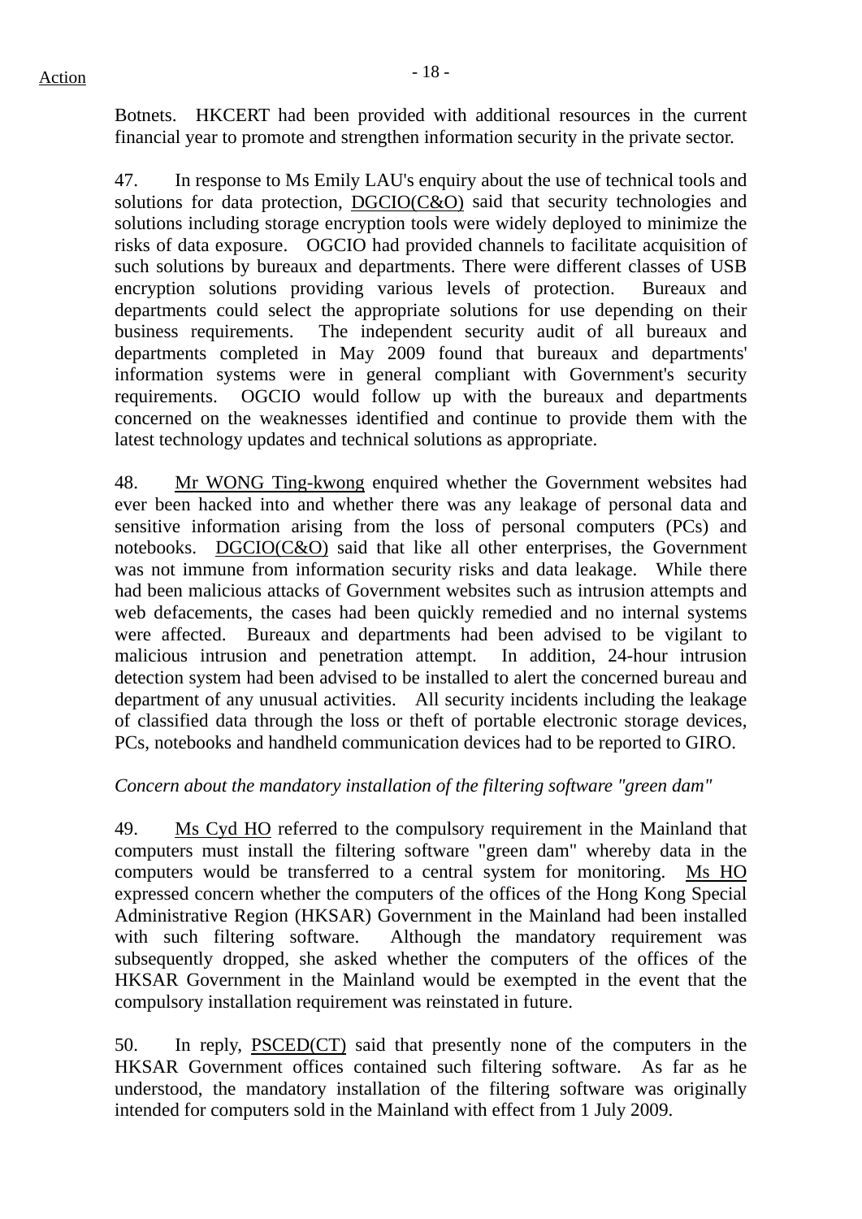Botnets. HKCERT had been provided with additional resources in the current financial year to promote and strengthen information security in the private sector.

47. In response to Ms Emily LAU's enquiry about the use of technical tools and solutions for data protection, DGCIO(C&O) said that security technologies and solutions including storage encryption tools were widely deployed to minimize the risks of data exposure. OGCIO had provided channels to facilitate acquisition of such solutions by bureaux and departments. There were different classes of USB encryption solutions providing various levels of protection. Bureaux and departments could select the appropriate solutions for use depending on their business requirements. The independent security audit of all bureaux and departments completed in May 2009 found that bureaux and departments' information systems were in general compliant with Government's security requirements. OGCIO would follow up with the bureaux and departments concerned on the weaknesses identified and continue to provide them with the latest technology updates and technical solutions as appropriate.

48. Mr WONG Ting-kwong enquired whether the Government websites had ever been hacked into and whether there was any leakage of personal data and sensitive information arising from the loss of personal computers (PCs) and notebooks. DGCIO(C&O) said that like all other enterprises, the Government was not immune from information security risks and data leakage. While there had been malicious attacks of Government websites such as intrusion attempts and web defacements, the cases had been quickly remedied and no internal systems were affected. Bureaux and departments had been advised to be vigilant to malicious intrusion and penetration attempt. In addition, 24-hour intrusion detection system had been advised to be installed to alert the concerned bureau and department of any unusual activities. All security incidents including the leakage of classified data through the loss or theft of portable electronic storage devices, PCs, notebooks and handheld communication devices had to be reported to GIRO.

*Concern about the mandatory installation of the filtering software "green dam"*

49. Ms Cyd HO referred to the compulsory requirement in the Mainland that computers must install the filtering software "green dam" whereby data in the computers would be transferred to a central system for monitoring. Ms HO expressed concern whether the computers of the offices of the Hong Kong Special Administrative Region (HKSAR) Government in the Mainland had been installed with such filtering software. Although the mandatory requirement was subsequently dropped, she asked whether the computers of the offices of the HKSAR Government in the Mainland would be exempted in the event that the compulsory installation requirement was reinstated in future.

50. In reply, PSCED(CT) said that presently none of the computers in the HKSAR Government offices contained such filtering software. As far as he understood, the mandatory installation of the filtering software was originally intended for computers sold in the Mainland with effect from 1 July 2009.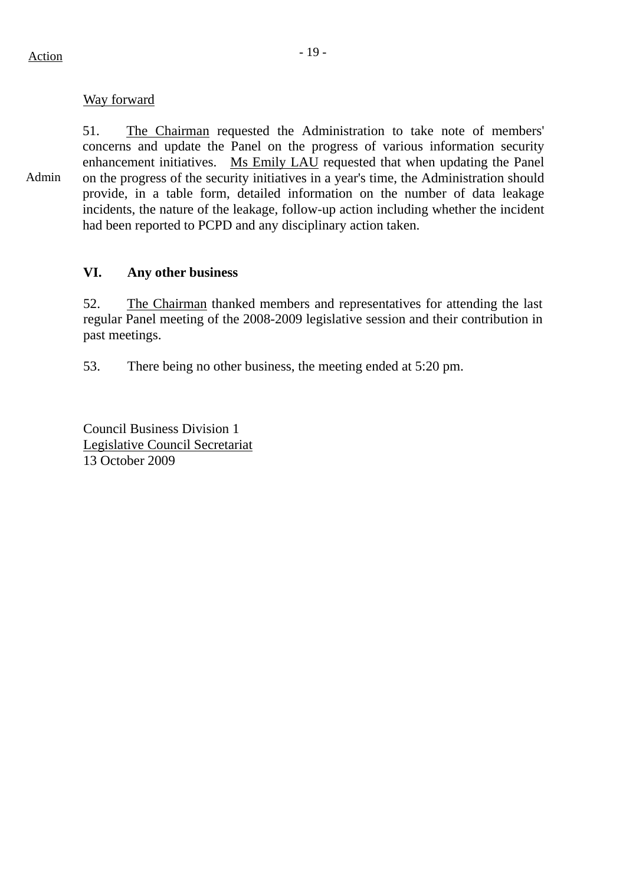Action

Way forward

51. The Chairman requested the Administration to take note of members' concerns and update the Panel on the progress of various information security enhancement initiatives. Ms Emily LAU requested that when updating the Panel on the progress of the security initiatives in a year's time, the Administration should provide, in a table form, detailed information on the number of data leakage incidents, the nature of the leakage, follow-up action including whether the incident had been reported to PCPD and any disciplinary action taken.

Admin

## VI. Any other business

52. The Chairman thanked members and representatives for attending the last regular Panel meeting of the 2008-2009 legislative session and their contribution in past meetings.

53. There being no other business, the meeting ended at 5:20 pm.

Council Business Division 1
Legislative Council Secretariat
13 October 2009